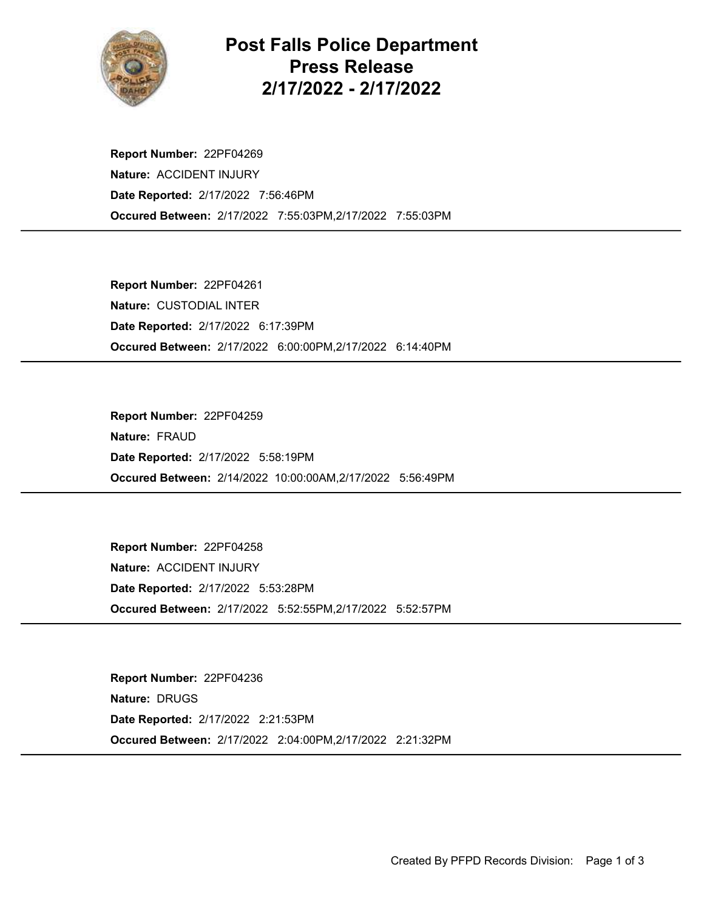# Post Falls Police Department Press Release 2/17/2022 - 2/17/2022

**Report Number:** 22PF04269
**Nature:** ACCIDENT INJURY
**Date Reported:** 2/17/2022 7:56:46PM
**Occured Between:** 2/17/2022 7:55:03PM,2/17/2022 7:55:03PM

---

**Report Number:** 22PF04261
**Nature:** CUSTODIAL INTER
**Date Reported:** 2/17/2022 6:17:39PM
**Occured Between:** 2/17/2022 6:00:00PM,2/17/2022 6:14:40PM

---

**Report Number:** 22PF04259
**Nature:** FRAUD
**Date Reported:** 2/17/2022 5:58:19PM
**Occured Between:** 2/14/2022 10:00:00AM,2/17/2022 5:56:49PM

---

**Report Number:** 22PF04258
**Nature:** ACCIDENT INJURY
**Date Reported:** 2/17/2022 5:53:28PM
**Occured Between:** 2/17/2022 5:52:55PM,2/17/2022 5:52:57PM

---

**Report Number:** 22PF04236
**Nature:** DRUGS
**Date Reported:** 2/17/2022 2:21:53PM
**Occured Between:** 2/17/2022 2:04:00PM,2/17/2022 2:21:32PM

---

Created By PFPD Records Division: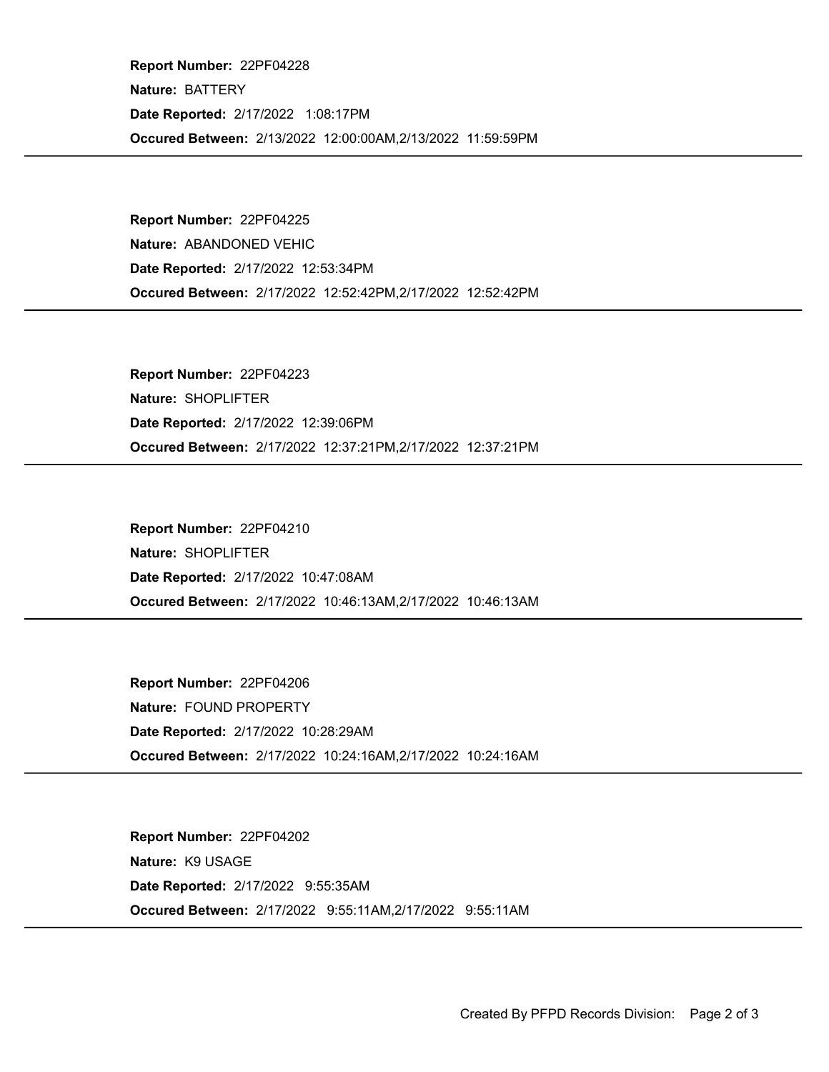**Report Number:** 22PF04228

**Nature:** BATTERY

**Date Reported:** 2/17/2022 1:08:17PM

**Occured Between:** 2/13/2022 12:00:00AM,2/13/2022 11:59:59PM

---

**Report Number:** 22PF04225

**Nature:** ABANDONED VEHIC

**Date Reported:** 2/17/2022 12:53:34PM

**Occured Between:** 2/17/2022 12:52:42PM,2/17/2022 12:52:42PM

---

**Report Number:** 22PF04223

**Nature:** SHOPLIFTER

**Date Reported:** 2/17/2022 12:39:06PM

**Occured Between:** 2/17/2022 12:37:21PM,2/17/2022 12:37:21PM

---

**Report Number:** 22PF04210

**Nature:** SHOPLIFTER

**Date Reported:** 2/17/2022 10:47:08AM

**Occured Between:** 2/17/2022 10:46:13AM,2/17/2022 10:46:13AM

---

**Report Number:** 22PF04206

**Nature:** FOUND PROPERTY

**Date Reported:** 2/17/2022 10:28:29AM

**Occured Between:** 2/17/2022 10:24:16AM,2/17/2022 10:24:16AM

---

**Report Number:** 22PF04202

**Nature:** K9 USAGE

**Date Reported:** 2/17/2022 9:55:35AM

**Occured Between:** 2/17/2022 9:55:11AM,2/17/2022 9:55:11AM

---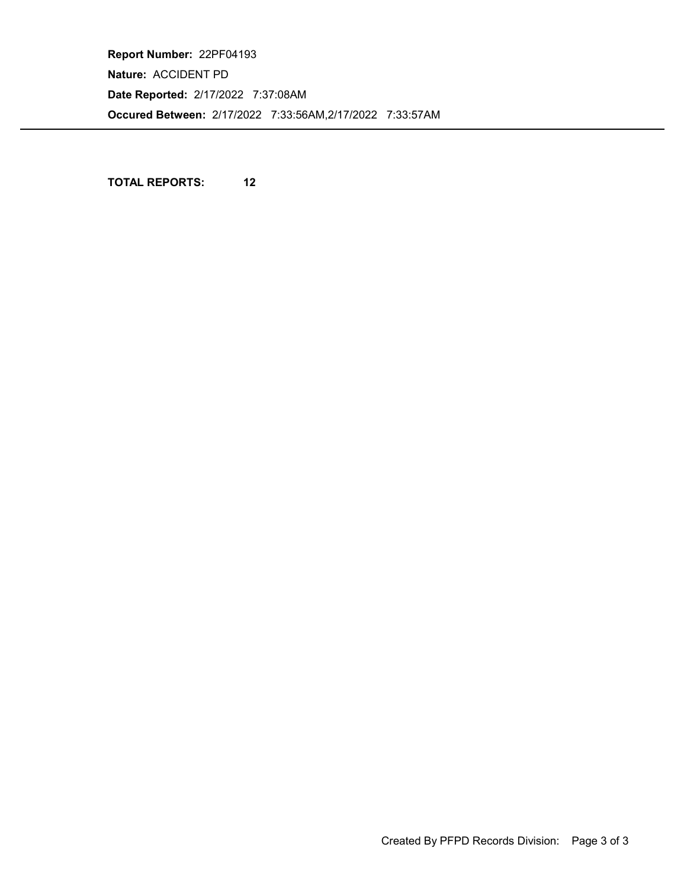**Report Number:** 22PF04193

**Nature:** ACCIDENT PD

**Date Reported:** 2/17/2022 7:37:08AM

**Occured Between:** 2/17/2022 7:33:56AM,2/17/2022 7:33:57AM

---

**TOTAL REPORTS: 12**